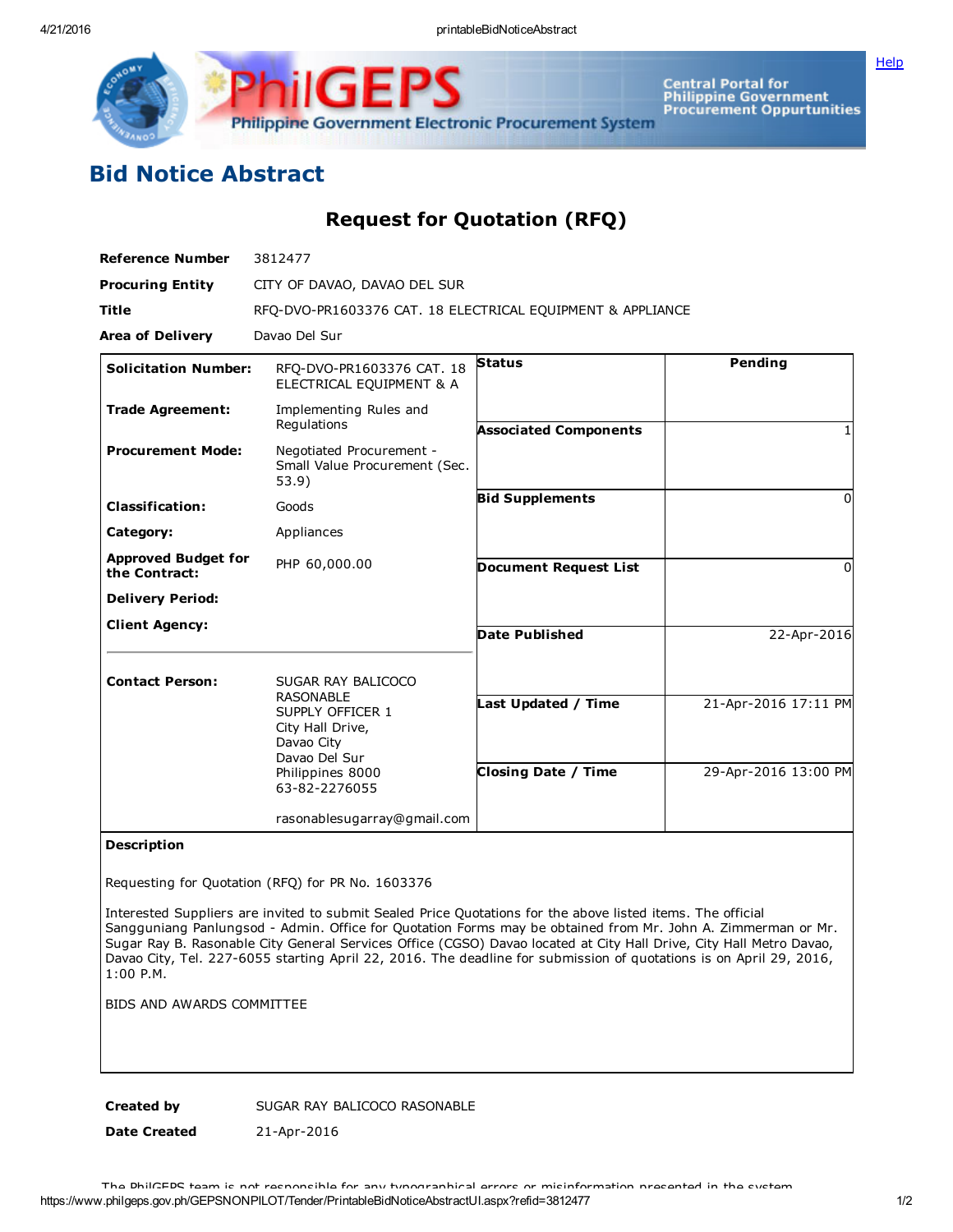# Bid Notice Abstract

## Request for Quotation (RFQ)

| | |
|---|---|
| **Reference Number** | 3812477 |
| **Procuring Entity** | CITY OF DAVAO, DAVAO DEL SUR |
| **Title** | RFQ-DVO-PR1603376 CAT. 18 ELECTRICAL EQUIPMENT & APPLIANCE |
| **Area of Delivery** | Davao Del Sur |

| | | | |
|---|---|---|---|
| **Solicitation Number:** | RFQ-DVO-PR1603376 CAT. 18 ELECTRICAL EQUIPMENT & A | **Status** | Pending |
| **Trade Agreement:** | Implementing Rules and Regulations | **Associated Components** | 1 |
| **Procurement Mode:** | Negotiated Procurement - Small Value Procurement (Sec. 53.9) | **Bid Supplements** | 0 |
| **Classification:** | Goods | **Document Request List** | 0 |
| **Category:** | Appliances | **Date Published** | 22-Apr-2016 |
| **Approved Budget for the Contract:** | PHP 60,000.00 | **Last Updated / Time** | 21-Apr-2016 17:11 PM |
| **Delivery Period:** | | **Closing Date / Time** | 29-Apr-2016 13:00 PM |
| **Client Agency:** | | | |
| **Contact Person:** | SUGAR RAY BALICOCO RASONABLE<br>SUPPLY OFFICER 1<br>City Hall Drive,<br>Davao City<br>Davao Del Sur<br>Philippines 8000<br>63-82-2276055<br><br>rasonablesugarray@gmail.com | | |

**Description**

Requesting for Quotation (RFQ) for PR No. 1603376

Interested Suppliers are invited to submit Sealed Price Quotations for the above listed items. The official Sangguniang Panlungsod - Admin. Office for Quotation Forms may be obtained from Mr. John A. Zimmerman or Mr. Sugar Ray B. Rasonable City General Services Office (CGSO) Davao located at City Hall Drive, City Hall Metro Davao, Davao City, Tel. 227-6055 starting April 22, 2016. The deadline for submission of quotations is on April 29, 2016, 1:00 P.M.

BIDS AND AWARDS COMMITTEE

| | |
|---|---|
| **Created by** | SUGAR RAY BALICOCO RASONABLE |
| **Date Created** | 21-Apr-2016 |

The PhilGEPS team is not responsible for any typographical errors or misinformation presented in the system.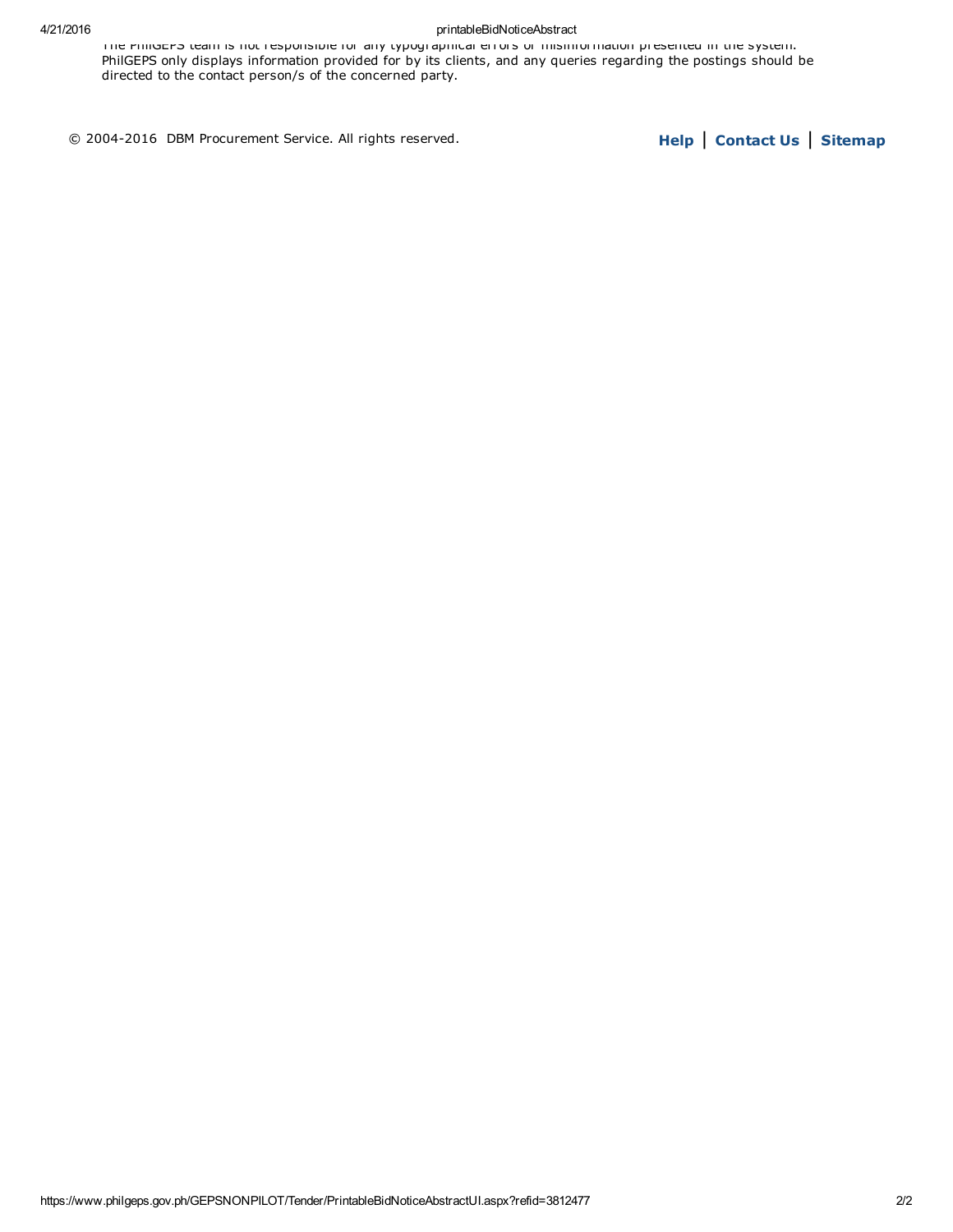The PhilGEPS team is not responsible for any typographical errors or misinformation presented in the system. PhilGEPS only displays information provided for by its clients, and any queries regarding the postings should be directed to the contact person/s of the concerned party.

© 2004-2016 DBM Procurement Service. All rights reserved.

**Help** | **Contact Us** | **Sitemap**